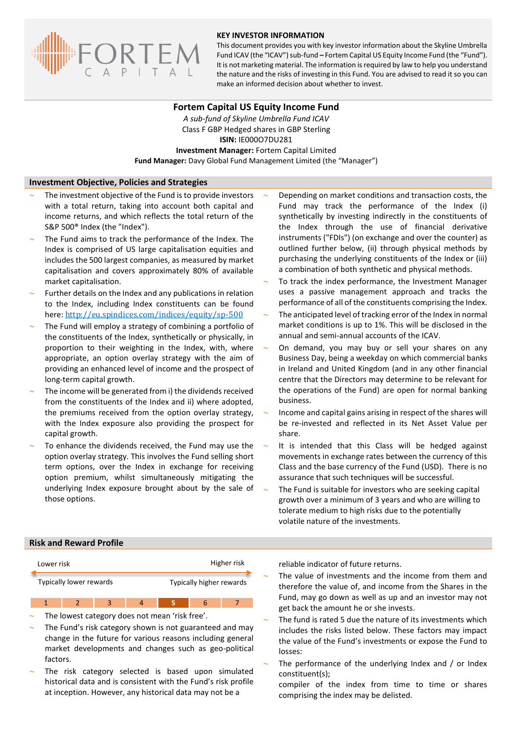FORTEM CAPITAL

**KEY INVESTOR INFORMATION**

This document provides you with key investor information about the Skyline Umbrella Fund ICAV (the "ICAV") sub-fund – Fortem Capital US Equity Income Fund (the "Fund"). It is not marketing material. The information is required by law to help you understand the nature and the risks of investing in this Fund. You are advised to read it so you can make an informed decision about whether to invest.

# Fortem Capital US Equity Income Fund

*A sub-fund of Skyline Umbrella Fund ICAV*

Class F GBP Hedged shares in GBP Sterling

**ISIN:** IE000O7DU281

**Investment Manager:** Fortem Capital Limited

**Fund Manager:** Davy Global Fund Management Limited (the "Manager")

## Investment Objective, Policies and Strategies

- The investment objective of the Fund is to provide investors with a total return, taking into account both capital and income returns, and which reflects the total return of the S&P 500® Index (the "Index").
- The Fund aims to track the performance of the Index. The Index is comprised of US large capitalisation equities and includes the 500 largest companies, as measured by market capitalisation and covers approximately 80% of available market capitalisation.
- Further details on the Index and any publications in relation to the Index, including Index constituents can be found here: http://eu.spindices.com/indices/equity/sp-500
- The Fund will employ a strategy of combining a portfolio of the constituents of the Index, synthetically or physically, in proportion to their weighting in the Index, with, where appropriate, an option overlay strategy with the aim of providing an enhanced level of income and the prospect of long-term capital growth.
- The income will be generated from i) the dividends received from the constituents of the Index and ii) where adopted, the premiums received from the option overlay strategy, with the Index exposure also providing the prospect for capital growth.
- To enhance the dividends received, the Fund may use the option overlay strategy. This involves the Fund selling short term options, over the Index in exchange for receiving option premium, whilst simultaneously mitigating the underlying Index exposure brought about by the sale of those options.
- Depending on market conditions and transaction costs, the Fund may track the performance of the Index (i) synthetically by investing indirectly in the constituents of the Index through the use of financial derivative instruments ("FDIs") (on exchange and over the counter) as outlined further below, (ii) through physical methods by purchasing the underlying constituents of the Index or (iii) a combination of both synthetic and physical methods.
- To track the index performance, the Investment Manager uses a passive management approach and tracks the performance of all of the constituents comprising the Index.
- The anticipated level of tracking error of the Index in normal market conditions is up to 1%. This will be disclosed in the annual and semi-annual accounts of the ICAV.
- On demand, you may buy or sell your shares on any Business Day, being a weekday on which commercial banks in Ireland and United Kingdom (and in any other financial centre that the Directors may determine to be relevant for the operations of the Fund) are open for normal banking business.
- Income and capital gains arising in respect of the shares will be re-invested and reflected in its Net Asset Value per share.
- It is intended that this Class will be hedged against movements in exchange rates between the currency of this Class and the base currency of the Fund (USD). There is no assurance that such techniques will be successful.
- The Fund is suitable for investors who are seeking capital growth over a minimum of 3 years and who are willing to tolerate medium to high risks due to the potentially volatile nature of the investments.

## Risk and Reward Profile

Lower risk ← → Higher risk

Typically lower rewards — Typically higher rewards

| 1 | 2 | 3 | 4 | **5** | 6 | 7 |
|---|---|---|---|---|---|---|

- The lowest category does not mean 'risk free'.
- The Fund's risk category shown is not guaranteed and may change in the future for various reasons including general market developments and changes such as geo-political factors.
- The risk category selected is based upon simulated historical data and is consistent with the Fund's risk profile at inception. However, any historical data may not be a reliable indicator of future returns.
- The value of investments and the income from them and therefore the value of, and income from the Shares in the Fund, may go down as well as up and an investor may not get back the amount he or she invests.
- The fund is rated 5 due the nature of its investments which includes the risks listed below. These factors may impact the value of the Fund's investments or expose the Fund to losses:
- The performance of the underlying Index and / or Index constituent(s);

  compiler of the index from time to time or shares comprising the index may be delisted.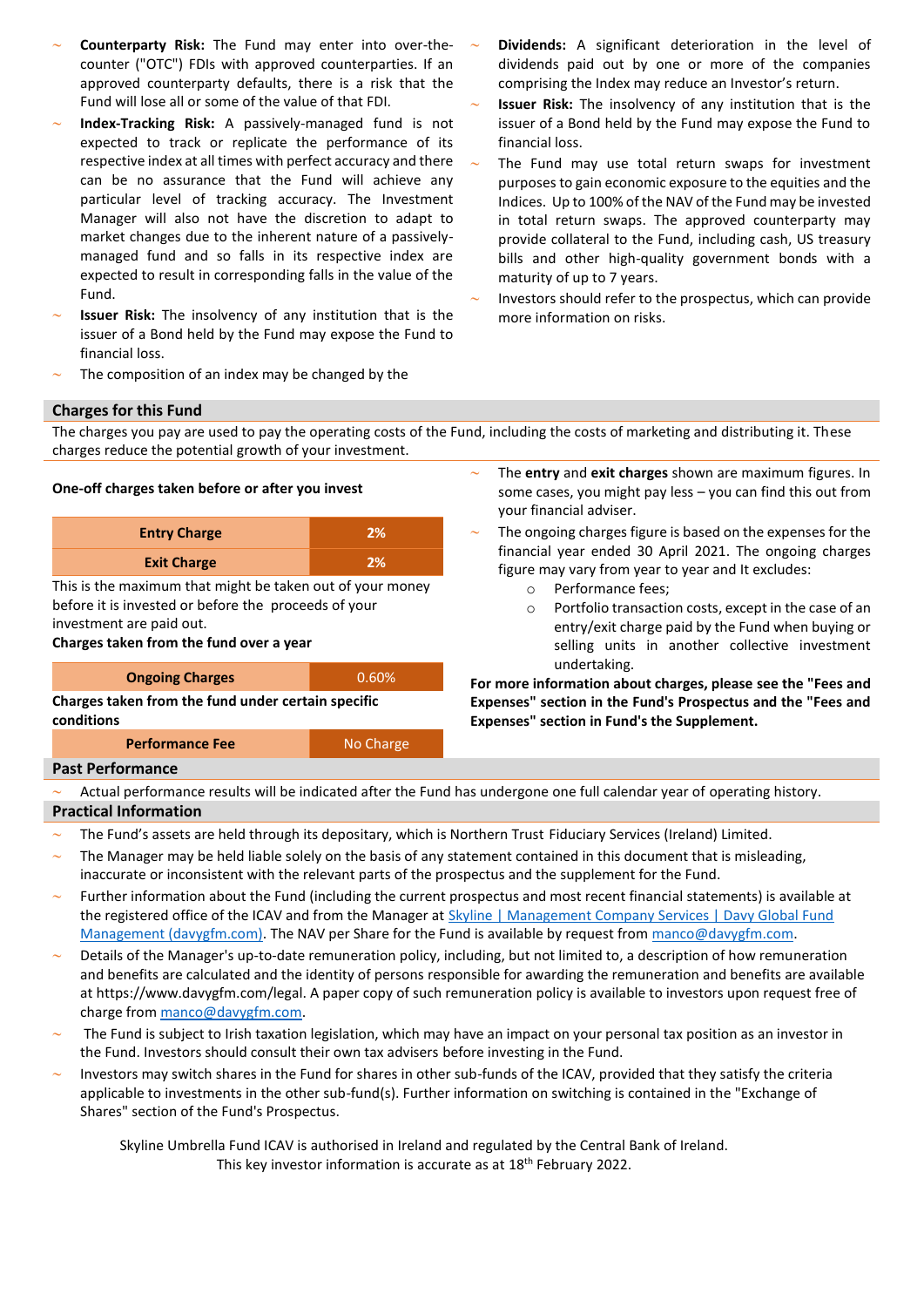- **Counterparty Risk:** The Fund may enter into over-the-counter ("OTC") FDIs with approved counterparties. If an approved counterparty defaults, there is a risk that the Fund will lose all or some of the value of that FDI.
- **Index-Tracking Risk:** A passively-managed fund is not expected to track or replicate the performance of its respective index at all times with perfect accuracy and there can be no assurance that the Fund will achieve any particular level of tracking accuracy. The Investment Manager will also not have the discretion to adapt to market changes due to the inherent nature of a passively-managed fund and so falls in its respective index are expected to result in corresponding falls in the value of the Fund.
- **Issuer Risk:** The insolvency of any institution that is the issuer of a Bond held by the Fund may expose the Fund to financial loss.
- The composition of an index may be changed by the
- **Dividends:** A significant deterioration in the level of dividends paid out by one or more of the companies comprising the Index may reduce an Investor's return.
- **Issuer Risk:** The insolvency of any institution that is the issuer of a Bond held by the Fund may expose the Fund to financial loss.
- The Fund may use total return swaps for investment purposes to gain economic exposure to the equities and the Indices. Up to 100% of the NAV of the Fund may be invested in total return swaps. The approved counterparty may provide collateral to the Fund, including cash, US treasury bills and other high-quality government bonds with a maturity of up to 7 years.
- Investors should refer to the prospectus, which can provide more information on risks.

## Charges for this Fund

The charges you pay are used to pay the operating costs of the Fund, including the costs of marketing and distributing it. These charges reduce the potential growth of your investment.

**One-off charges taken before or after you invest**

| | |
|---|---|
| Entry Charge | 2% |
| Exit Charge | 2% |

This is the maximum that might be taken out of your money before it is invested or before the proceeds of your investment are paid out.

**Charges taken from the fund over a year**

| | |
|---|---|
| Ongoing Charges | 0.60% |

**Charges taken from the fund under certain specific conditions**

| | |
|---|---|
| Performance Fee | No Charge |

- The **entry** and **exit charges** shown are maximum figures. In some cases, you might pay less – you can find this out from your financial adviser.
- The ongoing charges figure is based on the expenses for the financial year ended 30 April 2021. The ongoing charges figure may vary from year to year and It excludes:
  - Performance fees;
  - Portfolio transaction costs, except in the case of an entry/exit charge paid by the Fund when buying or selling units in another collective investment undertaking.

**For more information about charges, please see the "Fees and Expenses" section in the Fund's Prospectus and the "Fees and Expenses" section in Fund's the Supplement.**

## Past Performance

- Actual performance results will be indicated after the Fund has undergone one full calendar year of operating history.

## Practical Information

- The Fund's assets are held through its depositary, which is Northern Trust Fiduciary Services (Ireland) Limited.
- The Manager may be held liable solely on the basis of any statement contained in this document that is misleading, inaccurate or inconsistent with the relevant parts of the prospectus and the supplement for the Fund.
- Further information about the Fund (including the current prospectus and most recent financial statements) is available at the registered office of the ICAV and from the Manager at Skyline | Management Company Services | Davy Global Fund Management (davygfm.com). The NAV per Share for the Fund is available by request from manco@davygfm.com.
- Details of the Manager's up-to-date remuneration policy, including, but not limited to, a description of how remuneration and benefits are calculated and the identity of persons responsible for awarding the remuneration and benefits are available at https://www.davygfm.com/legal. A paper copy of such remuneration policy is available to investors upon request free of charge from manco@davygfm.com.
- The Fund is subject to Irish taxation legislation, which may have an impact on your personal tax position as an investor in the Fund. Investors should consult their own tax advisers before investing in the Fund.
- Investors may switch shares in the Fund for shares in other sub-funds of the ICAV, provided that they satisfy the criteria applicable to investments in the other sub-fund(s). Further information on switching is contained in the "Exchange of Shares" section of the Fund's Prospectus.

Skyline Umbrella Fund ICAV is authorised in Ireland and regulated by the Central Bank of Ireland.
This key investor information is accurate as at 18th February 2022.